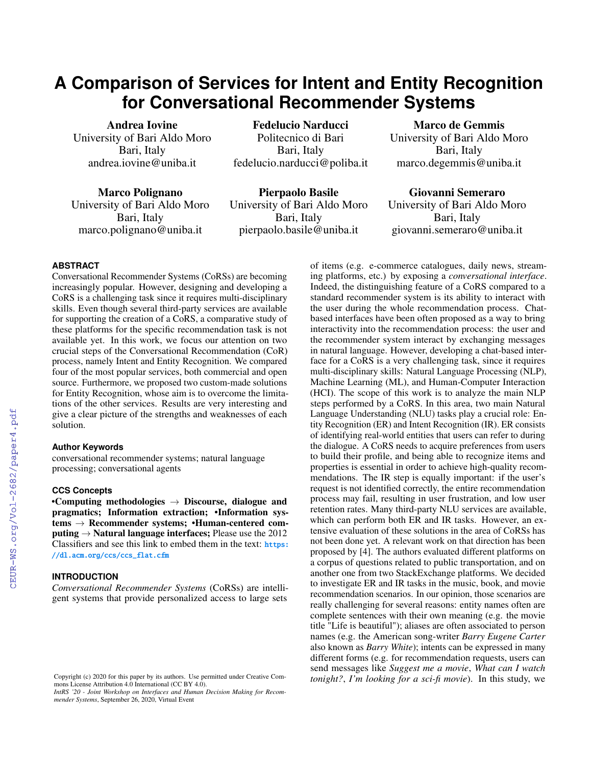# A Comparison of Services for Intent and Entity Recognition for Conversational Recommender Systems

**Andrea Iovine**
University of Bari Aldo Moro
Bari, Italy
andrea.iovine@uniba.it

**Fedelucio Narducci**
Politecnico di Bari
Bari, Italy
fedelucio.narducci@poliba.it

**Marco de Gemmis**
University of Bari Aldo Moro
Bari, Italy
marco.degemmis@uniba.it

**Marco Polignano**
University of Bari Aldo Moro
Bari, Italy
marco.polignano@uniba.it

**Pierpaolo Basile**
University of Bari Aldo Moro
Bari, Italy
pierpaolo.basile@uniba.it

**Giovanni Semeraro**
University of Bari Aldo Moro
Bari, Italy
giovanni.semeraro@uniba.it

## ABSTRACT

Conversational Recommender Systems (CoRSs) are becoming increasingly popular. However, designing and developing a CoRS is a challenging task since it requires multi-disciplinary skills. Even though several third-party services are available for supporting the creation of a CoRS, a comparative study of these platforms for the specific recommendation task is not available yet. In this work, we focus our attention on two crucial steps of the Conversational Recommendation (CoR) process, namely Intent and Entity Recognition. We compared four of the most popular services, both commercial and open source. Furthermore, we proposed two custom-made solutions for Entity Recognition, whose aim is to overcome the limitations of the other services. Results are very interesting and give a clear picture of the strengths and weaknesses of each solution.

### Author Keywords

conversational recommender systems; natural language processing; conversational agents

### CCS Concepts

**•Computing methodologies → Discourse, dialogue and pragmatics; Information extraction; •Information systems → Recommender systems; •Human-centered computing → Natural language interfaces;** Please use the 2012 Classifiers and see this link to embed them in the text: https://dl.acm.org/ccs/ccs_flat.cfm

## INTRODUCTION

*Conversational Recommender Systems* (CoRSs) are intelligent systems that provide personalized access to large sets of items (e.g. e-commerce catalogues, daily news, streaming platforms, etc.) by exposing a *conversational interface*. Indeed, the distinguishing feature of a CoRS compared to a standard recommender system is its ability to interact with the user during the whole recommendation process. Chat-based interfaces have been often proposed as a way to bring interactivity into the recommendation process: the user and the recommender system interact by exchanging messages in natural language. However, developing a chat-based interface for a CoRS is a very challenging task, since it requires multi-disciplinary skills: Natural Language Processing (NLP), Machine Learning (ML), and Human-Computer Interaction (HCI). The scope of this work is to analyze the main NLP steps performed by a CoRS. In this area, two main Natural Language Understanding (NLU) tasks play a crucial role: Entity Recognition (ER) and Intent Recognition (IR). ER consists of identifying real-world entities that users can refer to during the dialogue. A CoRS needs to acquire preferences from users to build their profile, and being able to recognize items and properties is essential in order to achieve high-quality recommendations. The IR step is equally important: if the user's request is not identified correctly, the entire recommendation process may fail, resulting in user frustration, and low user retention rates. Many third-party NLU services are available, which can perform both ER and IR tasks. However, an extensive evaluation of these solutions in the area of CoRSs has not been done yet. A relevant work on that direction has been proposed by [4]. The authors evaluated different platforms on a corpus of questions related to public transportation, and on another one from two StackExchange platforms. We decided to investigate ER and IR tasks in the music, book, and movie recommendation scenarios. In our opinion, those scenarios are really challenging for several reasons: entity names often are complete sentences with their own meaning (e.g. the movie title "Life is beautiful"); aliases are often associated to person names (e.g. the American song-writer *Barry Eugene Carter* also known as *Barry White*); intents can be expressed in many different forms (e.g. for recommendation requests, users can send messages like *Suggest me a movie*, *What can I watch tonight?*, *I'm looking for a sci-fi movie*). In this study, we

Copyright (c) 2020 for this paper by its authors. Use permitted under Creative Commons License Attribution 4.0 International (CC BY 4.0).
*IntRS '20 - Joint Workshop on Interfaces and Human Decision Making for Recommender Systems*, September 26, 2020, Virtual Event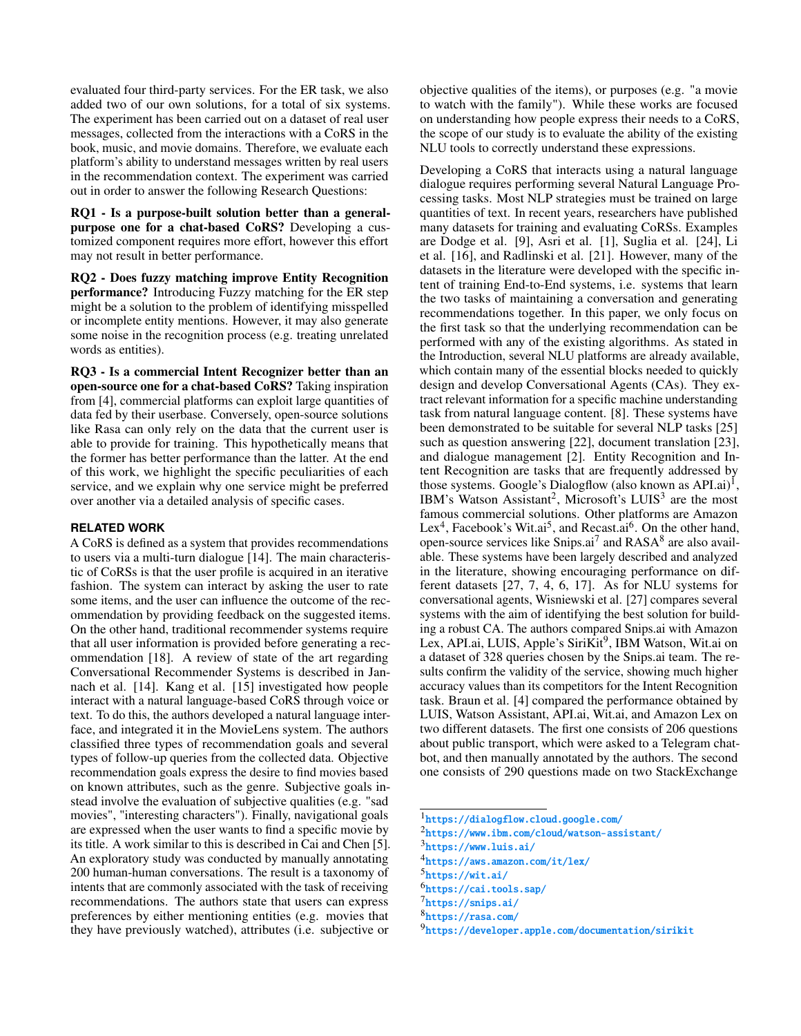evaluated four third-party services. For the ER task, we also added two of our own solutions, for a total of six systems. The experiment has been carried out on a dataset of real user messages, collected from the interactions with a CoRS in the book, music, and movie domains. Therefore, we evaluate each platform's ability to understand messages written by real users in the recommendation context. The experiment was carried out in order to answer the following Research Questions:

**RQ1 - Is a purpose-built solution better than a general-purpose one for a chat-based CoRS?** Developing a customized component requires more effort, however this effort may not result in better performance.

**RQ2 - Does fuzzy matching improve Entity Recognition performance?** Introducing Fuzzy matching for the ER step might be a solution to the problem of identifying misspelled or incomplete entity mentions. However, it may also generate some noise in the recognition process (e.g. treating unrelated words as entities).

**RQ3 - Is a commercial Intent Recognizer better than an open-source one for a chat-based CoRS?** Taking inspiration from [4], commercial platforms can exploit large quantities of data fed by their userbase. Conversely, open-source solutions like Rasa can only rely on the data that the current user is able to provide for training. This hypothetically means that the former has better performance than the latter. At the end of this work, we highlight the specific peculiarities of each service, and we explain why one service might be preferred over another via a detailed analysis of specific cases.

## RELATED WORK

A CoRS is defined as a system that provides recommendations to users via a multi-turn dialogue [14]. The main characteristic of CoRSs is that the user profile is acquired in an iterative fashion. The system can interact by asking the user to rate some items, and the user can influence the outcome of the recommendation by providing feedback on the suggested items. On the other hand, traditional recommender systems require that all user information is provided before generating a recommendation [18]. A review of state of the art regarding Conversational Recommender Systems is described in Jannach et al. [14]. Kang et al. [15] investigated how people interact with a natural language-based CoRS through voice or text. To do this, the authors developed a natural language interface, and integrated it in the MovieLens system. The authors classified three types of recommendation goals and several types of follow-up queries from the collected data. Objective recommendation goals express the desire to find movies based on known attributes, such as the genre. Subjective goals instead involve the evaluation of subjective qualities (e.g. "sad movies", "interesting characters"). Finally, navigational goals are expressed when the user wants to find a specific movie by its title. A work similar to this is described in Cai and Chen [5]. An exploratory study was conducted by manually annotating 200 human-human conversations. The result is a taxonomy of intents that are commonly associated with the task of receiving recommendations. The authors state that users can express preferences by either mentioning entities (e.g. movies that they have previously watched), attributes (i.e. subjective or objective qualities of the items), or purposes (e.g. "a movie to watch with the family"). While these works are focused on understanding how people express their needs to a CoRS, the scope of our study is to evaluate the ability of the existing NLU tools to correctly understand these expressions.

Developing a CoRS that interacts using a natural language dialogue requires performing several Natural Language Processing tasks. Most NLP strategies must be trained on large quantities of text. In recent years, researchers have published many datasets for training and evaluating CoRSs. Examples are Dodge et al. [9], Asri et al. [1], Suglia et al. [24], Li et al. [16], and Radlinski et al. [21]. However, many of the datasets in the literature were developed with the specific intent of training End-to-End systems, i.e. systems that learn the two tasks of maintaining a conversation and generating recommendations together. In this paper, we only focus on the first task so that the underlying recommendation can be performed with any of the existing algorithms. As stated in the Introduction, several NLU platforms are already available, which contain many of the essential blocks needed to quickly design and develop Conversational Agents (CAs). They extract relevant information for a specific machine understanding task from natural language content. [8]. These systems have been demonstrated to be suitable for several NLP tasks [25] such as question answering [22], document translation [23], and dialogue management [2]. Entity Recognition and Intent Recognition are tasks that are frequently addressed by those systems. Google's Dialogflow (also known as API.ai)[1], IBM's Watson Assistant[2], Microsoft's LUIS[3] are the most famous commercial solutions. Other platforms are Amazon Lex[4], Facebook's Wit.ai[5], and Recast.ai[6]. On the other hand, open-source services like Snips.ai[7] and RASA[8] are also available. These systems have been largely described and analyzed in the literature, showing encouraging performance on different datasets [27, 7, 4, 6, 17]. As for NLU systems for conversational agents, Wisniewski et al. [27] compares several systems with the aim of identifying the best solution for building a robust CA. The authors compared Snips.ai with Amazon Lex, API.ai, LUIS, Apple's SiriKit[9], IBM Watson, Wit.ai on a dataset of 328 queries chosen by the Snips.ai team. The results confirm the validity of the service, showing much higher accuracy values than its competitors for the Intent Recognition task. Braun et al. [4] compared the performance obtained by LUIS, Watson Assistant, API.ai, Wit.ai, and Amazon Lex on two different datasets. The first one consists of 206 questions about public transport, which were asked to a Telegram chatbot, and then manually annotated by the authors. The second one consists of 290 questions made on two StackExchange

[1] https://dialogflow.cloud.google.com/
[2] https://www.ibm.com/cloud/watson-assistant/
[3] https://www.luis.ai/
[4] https://aws.amazon.com/it/lex/
[5] https://wit.ai/
[6] https://cai.tools.sap/
[7] https://snips.ai/
[8] https://rasa.com/
[9] https://developer.apple.com/documentation/sirikit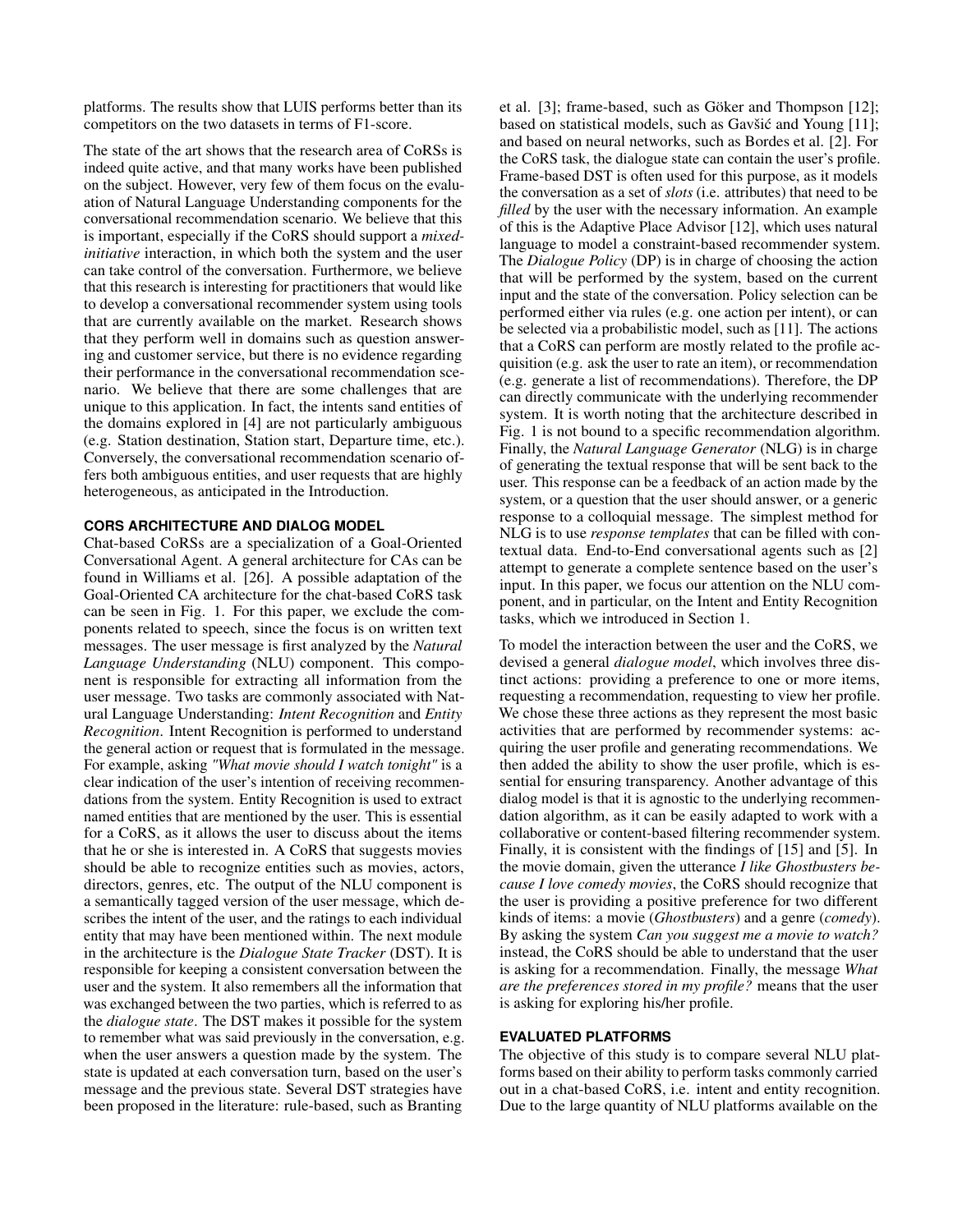platforms. The results show that LUIS performs better than its competitors on the two datasets in terms of F1-score.

The state of the art shows that the research area of CoRSs is indeed quite active, and that many works have been published on the subject. However, very few of them focus on the evaluation of Natural Language Understanding components for the conversational recommendation scenario. We believe that this is important, especially if the CoRS should support a *mixed-initiative* interaction, in which both the system and the user can take control of the conversation. Furthermore, we believe that this research is interesting for practitioners that would like to develop a conversational recommender system using tools that are currently available on the market. Research shows that they perform well in domains such as question answering and customer service, but there is no evidence regarding their performance in the conversational recommendation scenario. We believe that there are some challenges that are unique to this application. In fact, the intents sand entities of the domains explored in [4] are not particularly ambiguous (e.g. Station destination, Station start, Departure time, etc.). Conversely, the conversational recommendation scenario offers both ambiguous entities, and user requests that are highly heterogeneous, as anticipated in the Introduction.

## CORS ARCHITECTURE AND DIALOG MODEL

Chat-based CoRSs are a specialization of a Goal-Oriented Conversational Agent. A general architecture for CAs can be found in Williams et al. [26]. A possible adaptation of the Goal-Oriented CA architecture for the chat-based CoRS task can be seen in Fig. 1. For this paper, we exclude the components related to speech, since the focus is on written text messages. The user message is first analyzed by the *Natural Language Understanding* (NLU) component. This component is responsible for extracting all information from the user message. Two tasks are commonly associated with Natural Language Understanding: *Intent Recognition* and *Entity Recognition*. Intent Recognition is performed to understand the general action or request that is formulated in the message. For example, asking *"What movie should I watch tonight"* is a clear indication of the user's intention of receiving recommendations from the system. Entity Recognition is used to extract named entities that are mentioned by the user. This is essential for a CoRS, as it allows the user to discuss about the items that he or she is interested in. A CoRS that suggests movies should be able to recognize entities such as movies, actors, directors, genres, etc. The output of the NLU component is a semantically tagged version of the user message, which describes the intent of the user, and the ratings to each individual entity that may have been mentioned within. The next module in the architecture is the *Dialogue State Tracker* (DST). It is responsible for keeping a consistent conversation between the user and the system. It also remembers all the information that was exchanged between the two parties, which is referred to as the *dialogue state*. The DST makes it possible for the system to remember what was said previously in the conversation, e.g. when the user answers a question made by the system. The state is updated at each conversation turn, based on the user's message and the previous state. Several DST strategies have been proposed in the literature: rule-based, such as Branting et al. [3]; frame-based, such as Göker and Thompson [12]; based on statistical models, such as Gavšić and Young [11]; and based on neural networks, such as Bordes et al. [2]. For the CoRS task, the dialogue state can contain the user's profile. Frame-based DST is often used for this purpose, as it models the conversation as a set of *slots* (i.e. attributes) that need to be *filled* by the user with the necessary information. An example of this is the Adaptive Place Advisor [12], which uses natural language to model a constraint-based recommender system. The *Dialogue Policy* (DP) is in charge of choosing the action that will be performed by the system, based on the current input and the state of the conversation. Policy selection can be performed either via rules (e.g. one action per intent), or can be selected via a probabilistic model, such as [11]. The actions that a CoRS can perform are mostly related to the profile acquisition (e.g. ask the user to rate an item), or recommendation (e.g. generate a list of recommendations). Therefore, the DP can directly communicate with the underlying recommender system. It is worth noting that the architecture described in Fig. 1 is not bound to a specific recommendation algorithm. Finally, the *Natural Language Generator* (NLG) is in charge of generating the textual response that will be sent back to the user. This response can be a feedback of an action made by the system, or a question that the user should answer, or a generic response to a colloquial message. The simplest method for NLG is to use *response templates* that can be filled with contextual data. End-to-End conversational agents such as [2] attempt to generate a complete sentence based on the user's input. In this paper, we focus our attention on the NLU component, and in particular, on the Intent and Entity Recognition tasks, which we introduced in Section 1.

To model the interaction between the user and the CoRS, we devised a general *dialogue model*, which involves three distinct actions: providing a preference to one or more items, requesting a recommendation, requesting to view her profile. We chose these three actions as they represent the most basic activities that are performed by recommender systems: acquiring the user profile and generating recommendations. We then added the ability to show the user profile, which is essential for ensuring transparency. Another advantage of this dialog model is that it is agnostic to the underlying recommendation algorithm, as it can be easily adapted to work with a collaborative or content-based filtering recommender system. Finally, it is consistent with the findings of [15] and [5]. In the movie domain, given the utterance *I like Ghostbusters because I love comedy movies*, the CoRS should recognize that the user is providing a positive preference for two different kinds of items: a movie (*Ghostbusters*) and a genre (*comedy*). By asking the system *Can you suggest me a movie to watch?* instead, the CoRS should be able to understand that the user is asking for a recommendation. Finally, the message *What are the preferences stored in my profile?* means that the user is asking for exploring his/her profile.

## EVALUATED PLATFORMS

The objective of this study is to compare several NLU platforms based on their ability to perform tasks commonly carried out in a chat-based CoRS, i.e. intent and entity recognition. Due to the large quantity of NLU platforms available on the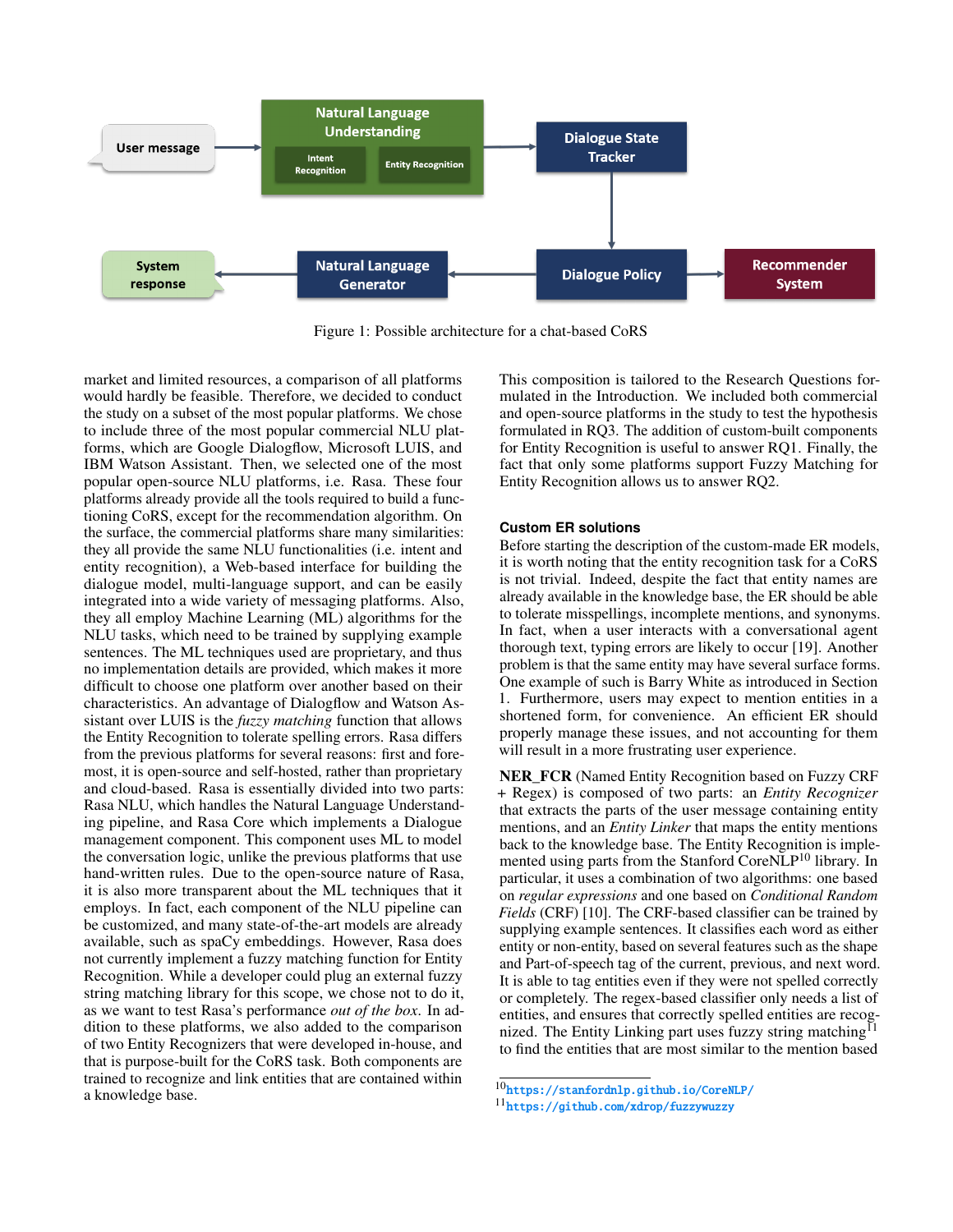Figure 1: Possible architecture for a chat-based CoRS

market and limited resources, a comparison of all platforms would hardly be feasible. Therefore, we decided to conduct the study on a subset of the most popular platforms. We chose to include three of the most popular commercial NLU platforms, which are Google Dialogflow, Microsoft LUIS, and IBM Watson Assistant. Then, we selected one of the most popular open-source NLU platforms, i.e. Rasa. These four platforms already provide all the tools required to build a functioning CoRS, except for the recommendation algorithm. On the surface, the commercial platforms share many similarities: they all provide the same NLU functionalities (i.e. intent and entity recognition), a Web-based interface for building the dialogue model, multi-language support, and can be easily integrated into a wide variety of messaging platforms. Also, they all employ Machine Learning (ML) algorithms for the NLU tasks, which need to be trained by supplying example sentences. The ML techniques used are proprietary, and thus no implementation details are provided, which makes it more difficult to choose one platform over another based on their characteristics. An advantage of Dialogflow and Watson Assistant over LUIS is the *fuzzy matching* function that allows the Entity Recognition to tolerate spelling errors. Rasa differs from the previous platforms for several reasons: first and foremost, it is open-source and self-hosted, rather than proprietary and cloud-based. Rasa is essentially divided into two parts: Rasa NLU, which handles the Natural Language Understanding pipeline, and Rasa Core which implements a Dialogue management component. This component uses ML to model the conversation logic, unlike the previous platforms that use hand-written rules. Due to the open-source nature of Rasa, it is also more transparent about the ML techniques that it employs. In fact, each component of the NLU pipeline can be customized, and many state-of-the-art models are already available, such as spaCy embeddings. However, Rasa does not currently implement a fuzzy matching function for Entity Recognition. While a developer could plug an external fuzzy string matching library for this scope, we chose not to do it, as we want to test Rasa's performance *out of the box*. In addition to these platforms, we also added to the comparison of two Entity Recognizers that were developed in-house, and that is purpose-built for the CoRS task. Both components are trained to recognize and link entities that are contained within a knowledge base.

This composition is tailored to the Research Questions formulated in the Introduction. We included both commercial and open-source platforms in the study to test the hypothesis formulated in RQ3. The addition of custom-built components for Entity Recognition is useful to answer RQ1. Finally, the fact that only some platforms support Fuzzy Matching for Entity Recognition allows us to answer RQ2.

### Custom ER solutions

Before starting the description of the custom-made ER models, it is worth noting that the entity recognition task for a CoRS is not trivial. Indeed, despite the fact that entity names are already available in the knowledge base, the ER should be able to tolerate misspellings, incomplete mentions, and synonyms. In fact, when a user interacts with a conversational agent thorough text, typing errors are likely to occur [19]. Another problem is that the same entity may have several surface forms. One example of such is Barry White as introduced in Section 1. Furthermore, users may expect to mention entities in a shortened form, for convenience. An efficient ER should properly manage these issues, and not accounting for them will result in a more frustrating user experience.

**NER_FCR** (Named Entity Recognition based on Fuzzy CRF + Regex) is composed of two parts: an *Entity Recognizer* that extracts the parts of the user message containing entity mentions, and an *Entity Linker* that maps the entity mentions back to the knowledge base. The Entity Recognition is implemented using parts from the Stanford CoreNLP[10] library. In particular, it uses a combination of two algorithms: one based on *regular expressions* and one based on *Conditional Random Fields* (CRF) [10]. The CRF-based classifier can be trained by supplying example sentences. It classifies each word as either entity or non-entity, based on several features such as the shape and Part-of-speech tag of the current, previous, and next word. It is able to tag entities even if they were not spelled correctly or completely. The regex-based classifier only needs a list of entities, and ensures that correctly spelled entities are recognized. The Entity Linking part uses fuzzy string matching[11] to find the entities that are most similar to the mention based

[10] https://stanfordnlp.github.io/CoreNLP/

[11] https://github.com/xdrop/fuzzywuzzy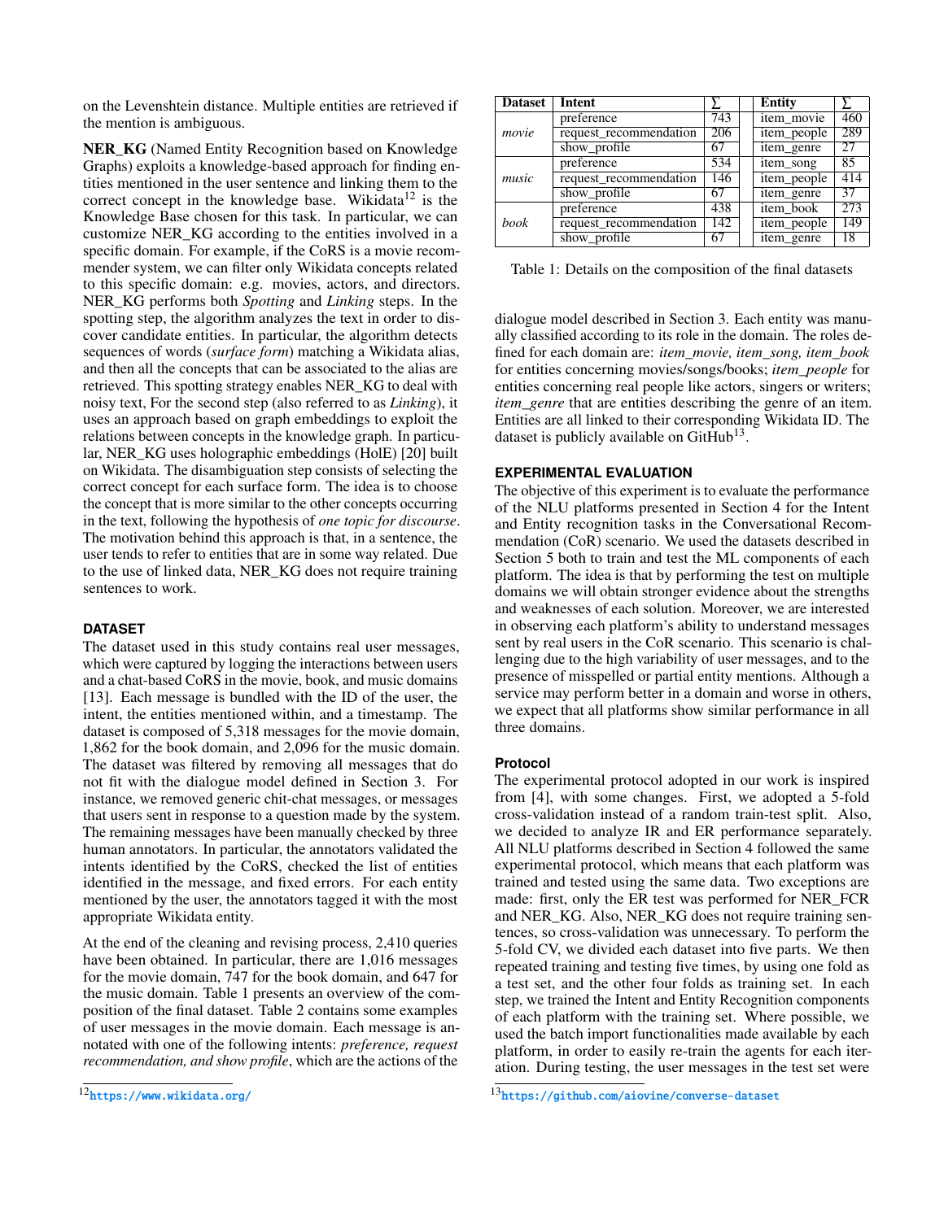on the Levenshtein distance. Multiple entities are retrieved if the mention is ambiguous.

**NER_KG** (Named Entity Recognition based on Knowledge Graphs) exploits a knowledge-based approach for finding entities mentioned in the user sentence and linking them to the correct concept in the knowledge base. Wikidata[12] is the Knowledge Base chosen for this task. In particular, we can customize NER_KG according to the entities involved in a specific domain. For example, if the CoRS is a movie recommender system, we can filter only Wikidata concepts related to this specific domain: e.g. movies, actors, and directors. NER_KG performs both *Spotting* and *Linking* steps. In the spotting step, the algorithm analyzes the text in order to discover candidate entities. In particular, the algorithm detects sequences of words (*surface form*) matching a Wikidata alias, and then all the concepts that can be associated to the alias are retrieved. This spotting strategy enables NER_KG to deal with noisy text, For the second step (also referred to as *Linking*), it uses an approach based on graph embeddings to exploit the relations between concepts in the knowledge graph. In particular, NER_KG uses holographic embeddings (HolE) [20] built on Wikidata. The disambiguation step consists of selecting the correct concept for each surface form. The idea is to choose the concept that is more similar to the other concepts occurring in the text, following the hypothesis of *one topic for discourse*. The motivation behind this approach is that, in a sentence, the user tends to refer to entities that are in some way related. Due to the use of linked data, NER_KG does not require training sentences to work.

## DATASET

The dataset used in this study contains real user messages, which were captured by logging the interactions between users and a chat-based CoRS in the movie, book, and music domains [13]. Each message is bundled with the ID of the user, the intent, the entities mentioned within, and a timestamp. The dataset is composed of 5,318 messages for the movie domain, 1,862 for the book domain, and 2,096 for the music domain. The dataset was filtered by removing all messages that do not fit with the dialogue model defined in Section 3. For instance, we removed generic chit-chat messages, or messages that users sent in response to a question made by the system. The remaining messages have been manually checked by three human annotators. In particular, the annotators validated the intents identified by the CoRS, checked the list of entities identified in the message, and fixed errors. For each entity mentioned by the user, the annotators tagged it with the most appropriate Wikidata entity.

At the end of the cleaning and revising process, 2,410 queries have been obtained. In particular, there are 1,016 messages for the movie domain, 747 for the book domain, and 647 for the music domain. Table 1 presents an overview of the composition of the final dataset. Table 2 contains some examples of user messages in the movie domain. Each message is annotated with one of the following intents: *preference, request recommendation, and show profile*, which are the actions of the dialogue model described in Section 3. Each entity was manually classified according to its role in the domain. The roles defined for each domain are: *item_movie, item_song, item_book* for entities concerning movies/songs/books; *item_people* for entities concerning real people like actors, singers or writers; *item_genre* that are entities describing the genre of an item. Entities are all linked to their corresponding Wikidata ID. The dataset is publicly available on GitHub[13].

| Dataset | Intent | ∑ | Entity | ∑ |
|---|---|---|---|---|
| *movie* | preference | 743 | item_movie | 460 |
| | request_recommendation | 206 | item_people | 289 |
| | show_profile | 67 | item_genre | 27 |
| *music* | preference | 534 | item_song | 85 |
| | request_recommendation | 146 | item_people | 414 |
| | show_profile | 67 | item_genre | 37 |
| *book* | preference | 438 | item_book | 273 |
| | request_recommendation | 142 | item_people | 149 |
| | show_profile | 67 | item_genre | 18 |

Table 1: Details on the composition of the final datasets

## EXPERIMENTAL EVALUATION

The objective of this experiment is to evaluate the performance of the NLU platforms presented in Section 4 for the Intent and Entity recognition tasks in the Conversational Recommendation (CoR) scenario. We used the datasets described in Section 5 both to train and test the ML components of each platform. The idea is that by performing the test on multiple domains we will obtain stronger evidence about the strengths and weaknesses of each solution. Moreover, we are interested in observing each platform's ability to understand messages sent by real users in the CoR scenario. This scenario is challenging due to the high variability of user messages, and to the presence of misspelled or partial entity mentions. Although a service may perform better in a domain and worse in others, we expect that all platforms show similar performance in all three domains.

### Protocol

The experimental protocol adopted in our work is inspired from [4], with some changes. First, we adopted a 5-fold cross-validation instead of a random train-test split. Also, we decided to analyze IR and ER performance separately. All NLU platforms described in Section 4 followed the same experimental protocol, which means that each platform was trained and tested using the same data. Two exceptions are made: first, only the ER test was performed for NER_FCR and NER_KG. Also, NER_KG does not require training sentences, so cross-validation was unnecessary. To perform the 5-fold CV, we divided each dataset into five parts. We then repeated training and testing five times, by using one fold as a test set, and the other four folds as training set. In each step, we trained the Intent and Entity Recognition components of each platform with the training set. Where possible, we used the batch import functionalities made available by each platform, in order to easily re-train the agents for each iteration. During testing, the user messages in the test set were

[12] https://www.wikidata.org/

[13] https://github.com/aiovine/converse-dataset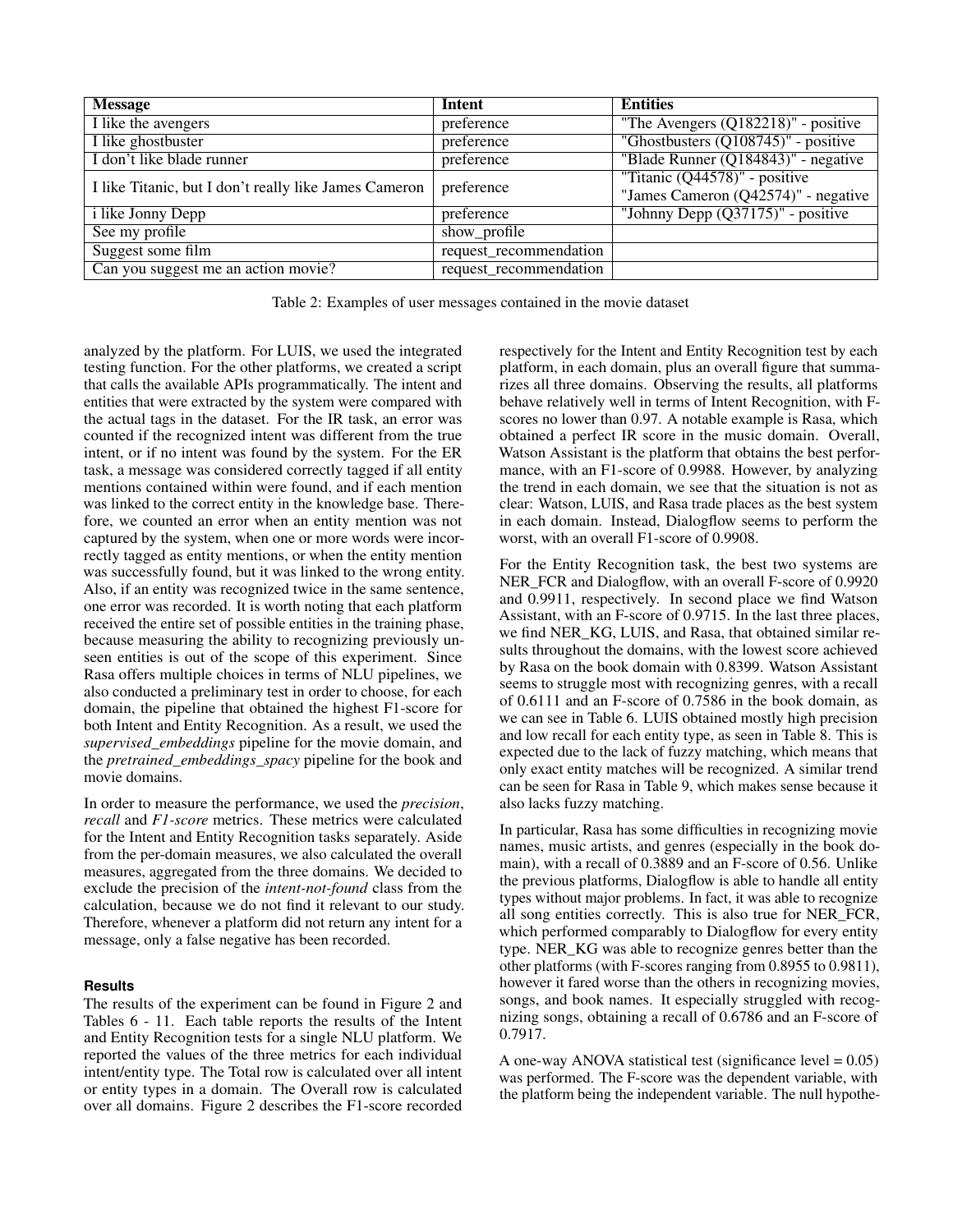| Message | Intent | Entities |
|---|---|---|
| I like the avengers | preference | "The Avengers (Q182218)" - positive |
| I like ghostbuster | preference | "Ghostbusters (Q108745)" - positive |
| I don't like blade runner | preference | "Blade Runner (Q184843)" - negative |
| I like Titanic, but I don't really like James Cameron | preference | "Titanic (Q44578)" - positive<br>"James Cameron (Q42574)" - negative |
| i like Jonny Depp | preference | "Johnny Depp (Q37175)" - positive |
| See my profile | show_profile | |
| Suggest some film | request_recommendation | |
| Can you suggest me an action movie? | request_recommendation | |

Table 2: Examples of user messages contained in the movie dataset

analyzed by the platform. For LUIS, we used the integrated testing function. For the other platforms, we created a script that calls the available APIs programmatically. The intent and entities that were extracted by the system were compared with the actual tags in the dataset. For the IR task, an error was counted if the recognized intent was different from the true intent, or if no intent was found by the system. For the ER task, a message was considered correctly tagged if all entity mentions contained within were found, and if each mention was linked to the correct entity in the knowledge base. Therefore, we counted an error when an entity mention was not captured by the system, when one or more words were incorrectly tagged as entity mentions, or when the entity mention was successfully found, but it was linked to the wrong entity. Also, if an entity was recognized twice in the same sentence, one error was recorded. It is worth noting that each platform received the entire set of possible entities in the training phase, because measuring the ability to recognizing previously unseen entities is out of the scope of this experiment. Since Rasa offers multiple choices in terms of NLU pipelines, we also conducted a preliminary test in order to choose, for each domain, the pipeline that obtained the highest F1-score for both Intent and Entity Recognition. As a result, we used the *supervised_embeddings* pipeline for the movie domain, and the *pretrained_embeddings_spacy* pipeline for the book and movie domains.

In order to measure the performance, we used the *precision*, *recall* and *F1-score* metrics. These metrics were calculated for the Intent and Entity Recognition tasks separately. Aside from the per-domain measures, we also calculated the overall measures, aggregated from the three domains. We decided to exclude the precision of the *intent-not-found* class from the calculation, because we do not find it relevant to our study. Therefore, whenever a platform did not return any intent for a message, only a false negative has been recorded.

#### Results

The results of the experiment can be found in Figure 2 and Tables 6 - 11. Each table reports the results of the Intent and Entity Recognition tests for a single NLU platform. We reported the values of the three metrics for each individual intent/entity type. The Total row is calculated over all intent or entity types in a domain. The Overall row is calculated over all domains. Figure 2 describes the F1-score recorded respectively for the Intent and Entity Recognition test by each platform, in each domain, plus an overall figure that summarizes all three domains. Observing the results, all platforms behave relatively well in terms of Intent Recognition, with F-scores no lower than 0.97. A notable example is Rasa, which obtained a perfect IR score in the music domain. Overall, Watson Assistant is the platform that obtains the best performance, with an F1-score of 0.9988. However, by analyzing the trend in each domain, we see that the situation is not as clear: Watson, LUIS, and Rasa trade places as the best system in each domain. Instead, Dialogflow seems to perform the worst, with an overall F1-score of 0.9908.

For the Entity Recognition task, the best two systems are NER_FCR and Dialogflow, with an overall F-score of 0.9920 and 0.9911, respectively. In second place we find Watson Assistant, with an F-score of 0.9715. In the last three places, we find NER_KG, LUIS, and Rasa, that obtained similar results throughout the domains, with the lowest score achieved by Rasa on the book domain with 0.8399. Watson Assistant seems to struggle most with recognizing genres, with a recall of 0.6111 and an F-score of 0.7586 in the book domain, as we can see in Table 6. LUIS obtained mostly high precision and low recall for each entity type, as seen in Table 8. This is expected due to the lack of fuzzy matching, which means that only exact entity matches will be recognized. A similar trend can be seen for Rasa in Table 9, which makes sense because it also lacks fuzzy matching.

In particular, Rasa has some difficulties in recognizing movie names, music artists, and genres (especially in the book domain), with a recall of 0.3889 and an F-score of 0.56. Unlike the previous platforms, Dialogflow is able to handle all entity types without major problems. In fact, it was able to recognize all song entities correctly. This is also true for NER_FCR, which performed comparably to Dialogflow for every entity type. NER_KG was able to recognize genres better than the other platforms (with F-scores ranging from 0.8955 to 0.9811), however it fared worse than the others in recognizing movies, songs, and book names. It especially struggled with recognizing songs, obtaining a recall of 0.6786 and an F-score of 0.7917.

A one-way ANOVA statistical test (significance level = 0.05) was performed. The F-score was the dependent variable, with the platform being the independent variable. The null hypothe-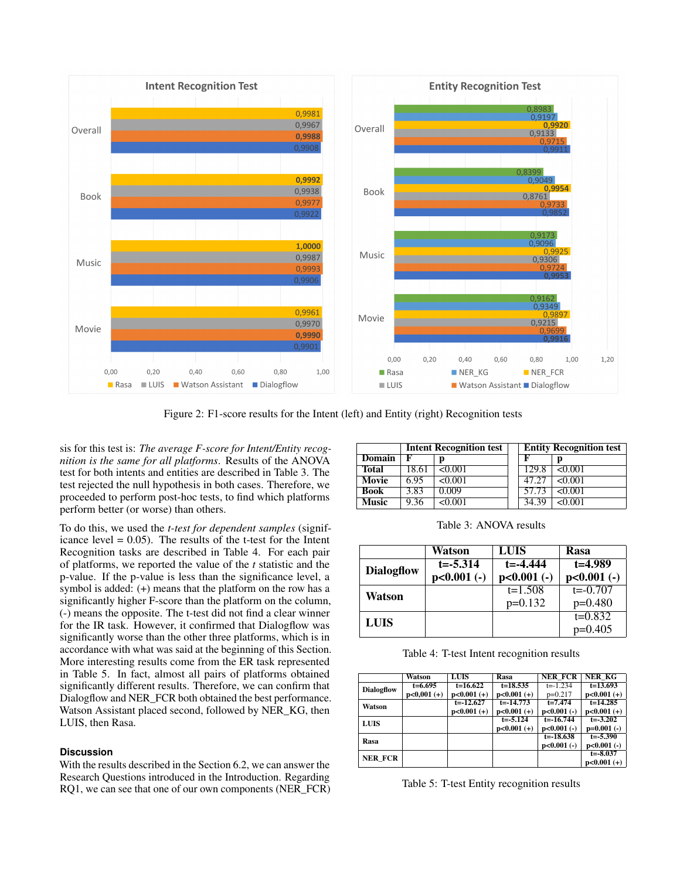Figure 2: F1-score results for the Intent (left) and Entity (right) Recognition tests

sis for this test is: *The average F-score for Intent/Entity recognition is the same for all platforms*. Results of the ANOVA test for both intents and entities are described in Table 3. The test rejected the null hypothesis in both cases. Therefore, we proceeded to perform post-hoc tests, to find which platforms perform better (or worse) than others.

To do this, we used the *t-test for dependent samples* (significance level = 0.05). The results of the t-test for the Intent Recognition tasks are described in Table 4. For each pair of platforms, we reported the value of the *t* statistic and the p-value. If the p-value is less than the significance level, a symbol is added: (+) means that the platform on the row has a significantly higher F-score than the platform on the column, (-) means the opposite. The t-test did not find a clear winner for the IR task. However, it confirmed that Dialogflow was significantly worse than the other three platforms, which is in accordance with what was said at the beginning of this Section. More interesting results come from the ER task represented in Table 5. In fact, almost all pairs of platforms obtained significantly different results. Therefore, we can confirm that Dialogflow and NER_FCR both obtained the best performance. Watson Assistant placed second, followed by NER_KG, then LUIS, then Rasa.

| | Intent Recognition test | | Entity Recognition test | |
|---|---|---|---|---|
| **Domain** | **F** | **p** | **F** | **p** |
| **Total** | 18.61 | <0.001 | 129.8 | <0.001 |
| **Movie** | 6.95 | <0.001 | 47.27 | <0.001 |
| **Book** | 3.83 | 0.009 | 57.73 | <0.001 |
| **Music** | 9.36 | <0.001 | 34.39 | <0.001 |

Table 3: ANOVA results

| | **Watson** | **LUIS** | **Rasa** |
|---|---|---|---|
| **Dialogflow** | **t=-5.314 p<0.001 (-)** | **t=-4.444 p<0.001 (-)** | **t=4.989 p<0.001 (-)** |
| **Watson** | | t=1.508 p=0.132 | t=-0.707 p=0.480 |
| **LUIS** | | | t=0.832 p=0.405 |

Table 4: T-test Intent recognition results

| | Watson | LUIS | Rasa | NER_FCR | NER_KG |
|---|---|---|---|---|---|
| **Dialogflow** | **t=6.695 p<0,001 (+)** | **t=16.622 p<0.001 (+)** | **t=18.535 p<0.001 (+)** | t=-1.234 p=0.217 | **t=13.693 p<0.001 (+)** |
| **Watson** | | **t=-12.627 p<0.001 (+)** | **t=-14.773 p<0.001 (+)** | **t=7.474 p<0.001 (-)** | **t=14.285 p<0.001 (+)** |
| **LUIS** | | | **t=-5.124 p<0.001 (+)** | **t=-16.744 p<0.001 (-)** | **t=-3.202 p=0.001 (-)** |
| **Rasa** | | | | **t=-18.638 p<0.001 (-)** | **t=-5.390 p<0.001 (-)** |
| **NER_FCR** | | | | | **t=-8.037 p<0.001 (+)** |

Table 5: T-test Entity recognition results

### Discussion

With the results described in the Section 6.2, we can answer the Research Questions introduced in the Introduction. Regarding RQ1, we can see that one of our own components (NER_FCR)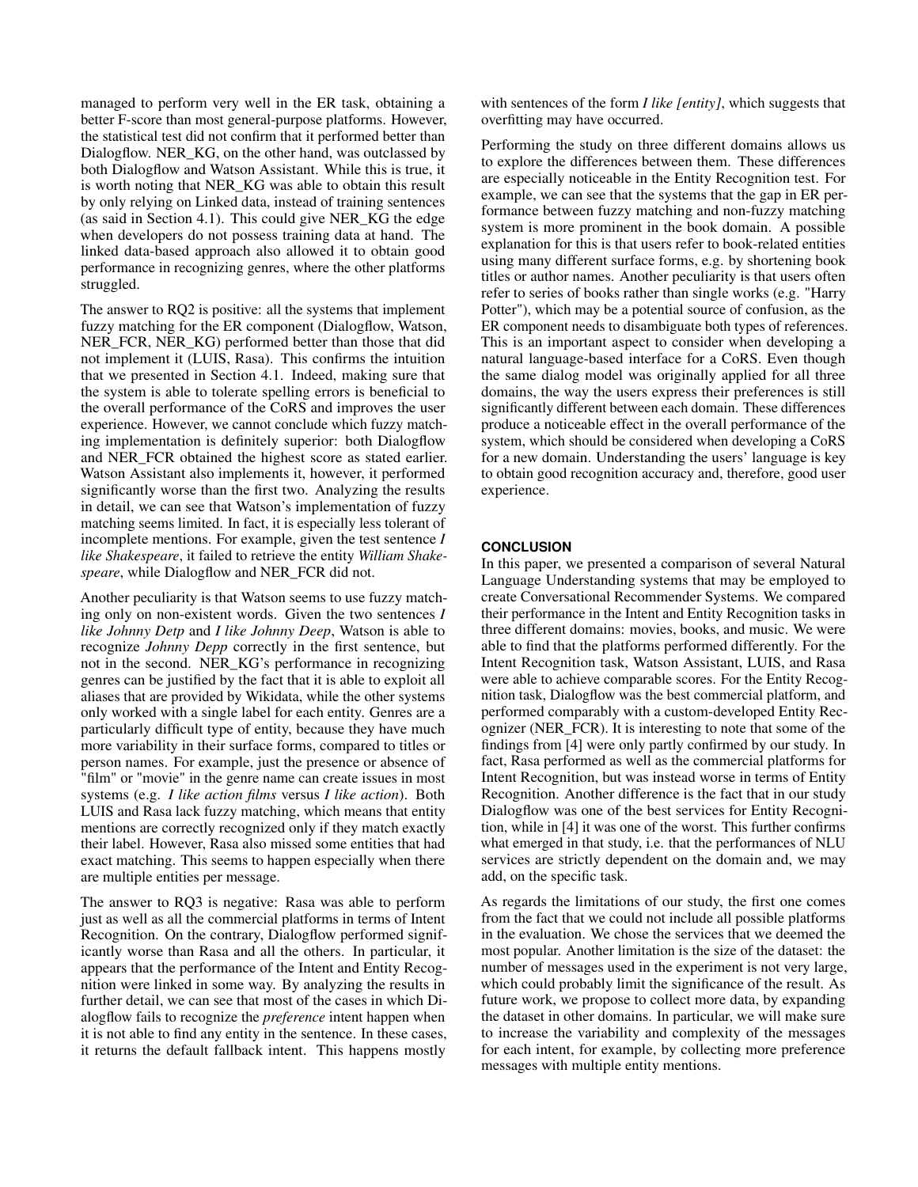managed to perform very well in the ER task, obtaining a better F-score than most general-purpose platforms. However, the statistical test did not confirm that it performed better than Dialogflow. NER_KG, on the other hand, was outclassed by both Dialogflow and Watson Assistant. While this is true, it is worth noting that NER_KG was able to obtain this result by only relying on Linked data, instead of training sentences (as said in Section 4.1). This could give NER_KG the edge when developers do not possess training data at hand. The linked data-based approach also allowed it to obtain good performance in recognizing genres, where the other platforms struggled.

The answer to RQ2 is positive: all the systems that implement fuzzy matching for the ER component (Dialogflow, Watson, NER_FCR, NER_KG) performed better than those that did not implement it (LUIS, Rasa). This confirms the intuition that we presented in Section 4.1. Indeed, making sure that the system is able to tolerate spelling errors is beneficial to the overall performance of the CoRS and improves the user experience. However, we cannot conclude which fuzzy matching implementation is definitely superior: both Dialogflow and NER_FCR obtained the highest score as stated earlier. Watson Assistant also implements it, however, it performed significantly worse than the first two. Analyzing the results in detail, we can see that Watson's implementation of fuzzy matching seems limited. In fact, it is especially less tolerant of incomplete mentions. For example, given the test sentence *I like Shakespeare*, it failed to retrieve the entity *William Shakespeare*, while Dialogflow and NER_FCR did not.

Another peculiarity is that Watson seems to use fuzzy matching only on non-existent words. Given the two sentences *I like Johnny Detp* and *I like Johnny Deep*, Watson is able to recognize *Johnny Depp* correctly in the first sentence, but not in the second. NER_KG's performance in recognizing genres can be justified by the fact that it is able to exploit all aliases that are provided by Wikidata, while the other systems only worked with a single label for each entity. Genres are a particularly difficult type of entity, because they have much more variability in their surface forms, compared to titles or person names. For example, just the presence or absence of "film" or "movie" in the genre name can create issues in most systems (e.g. *I like action films* versus *I like action*). Both LUIS and Rasa lack fuzzy matching, which means that entity mentions are correctly recognized only if they match exactly their label. However, Rasa also missed some entities that had exact matching. This seems to happen especially when there are multiple entities per message.

The answer to RQ3 is negative: Rasa was able to perform just as well as all the commercial platforms in terms of Intent Recognition. On the contrary, Dialogflow performed significantly worse than Rasa and all the others. In particular, it appears that the performance of the Intent and Entity Recognition were linked in some way. By analyzing the results in further detail, we can see that most of the cases in which Dialogflow fails to recognize the *preference* intent happen when it is not able to find any entity in the sentence. In these cases, it returns the default fallback intent. This happens mostly with sentences of the form *I like [entity]*, which suggests that overfitting may have occurred.

Performing the study on three different domains allows us to explore the differences between them. These differences are especially noticeable in the Entity Recognition test. For example, we can see that the systems that the gap in ER performance between fuzzy matching and non-fuzzy matching system is more prominent in the book domain. A possible explanation for this is that users refer to book-related entities using many different surface forms, e.g. by shortening book titles or author names. Another peculiarity is that users often refer to series of books rather than single works (e.g. "Harry Potter"), which may be a potential source of confusion, as the ER component needs to disambiguate both types of references. This is an important aspect to consider when developing a natural language-based interface for a CoRS. Even though the same dialog model was originally applied for all three domains, the way the users express their preferences is still significantly different between each domain. These differences produce a noticeable effect in the overall performance of the system, which should be considered when developing a CoRS for a new domain. Understanding the users' language is key to obtain good recognition accuracy and, therefore, good user experience.

## CONCLUSION

In this paper, we presented a comparison of several Natural Language Understanding systems that may be employed to create Conversational Recommender Systems. We compared their performance in the Intent and Entity Recognition tasks in three different domains: movies, books, and music. We were able to find that the platforms performed differently. For the Intent Recognition task, Watson Assistant, LUIS, and Rasa were able to achieve comparable scores. For the Entity Recognition task, Dialogflow was the best commercial platform, and performed comparably with a custom-developed Entity Recognizer (NER_FCR). It is interesting to note that some of the findings from [4] were only partly confirmed by our study. In fact, Rasa performed as well as the commercial platforms for Intent Recognition, but was instead worse in terms of Entity Recognition. Another difference is the fact that in our study Dialogflow was one of the best services for Entity Recognition, while in [4] it was one of the worst. This further confirms what emerged in that study, i.e. that the performances of NLU services are strictly dependent on the domain and, we may add, on the specific task.

As regards the limitations of our study, the first one comes from the fact that we could not include all possible platforms in the evaluation. We chose the services that we deemed the most popular. Another limitation is the size of the dataset: the number of messages used in the experiment is not very large, which could probably limit the significance of the result. As future work, we propose to collect more data, by expanding the dataset in other domains. In particular, we will make sure to increase the variability and complexity of the messages for each intent, for example, by collecting more preference messages with multiple entity mentions.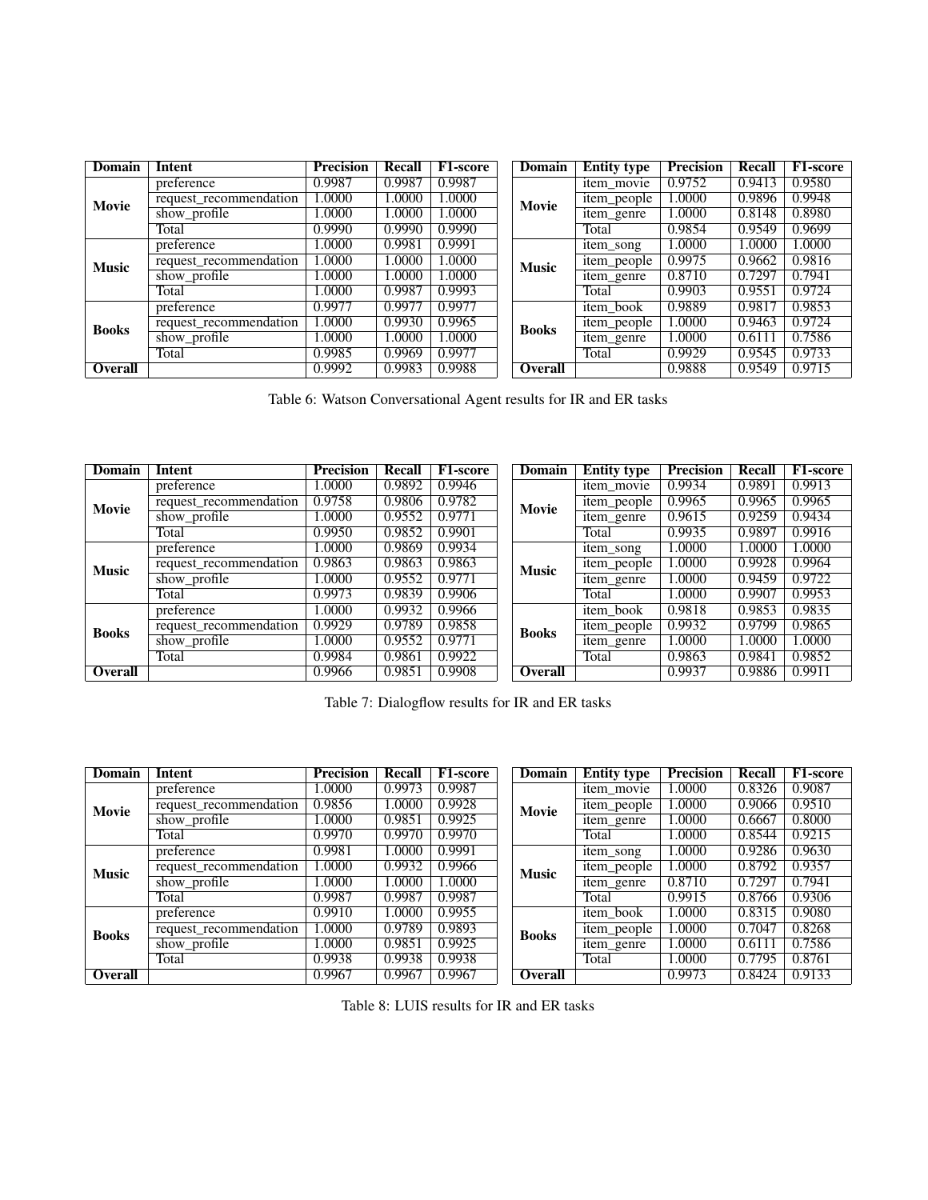| Domain | Intent | Precision | Recall | F1-score |
|---|---|---|---|---|
| **Movie** | preference | 0.9987 | 0.9987 | 0.9987 |
| | request_recommendation | 1.0000 | 1.0000 | 1.0000 |
| | show_profile | 1.0000 | 1.0000 | 1.0000 |
| | Total | 0.9990 | 0.9990 | 0.9990 |
| **Music** | preference | 1.0000 | 0.9981 | 0.9991 |
| | request_recommendation | 1.0000 | 1.0000 | 1.0000 |
| | show_profile | 1.0000 | 1.0000 | 1.0000 |
| | Total | 1.0000 | 0.9987 | 0.9993 |
| **Books** | preference | 0.9977 | 0.9977 | 0.9977 |
| | request_recommendation | 1.0000 | 0.9930 | 0.9965 |
| | show_profile | 1.0000 | 1.0000 | 1.0000 |
| | Total | 0.9985 | 0.9969 | 0.9977 |
| **Overall** | | 0.9992 | 0.9983 | 0.9988 |

| Domain | Entity type | Precision | Recall | F1-score |
|---|---|---|---|---|
| **Movie** | item_movie | 0.9752 | 0.9413 | 0.9580 |
| | item_people | 1.0000 | 0.9896 | 0.9948 |
| | item_genre | 1.0000 | 0.8148 | 0.8980 |
| | Total | 0.9854 | 0.9549 | 0.9699 |
| **Music** | item_song | 1.0000 | 1.0000 | 1.0000 |
| | item_people | 0.9975 | 0.9662 | 0.9816 |
| | item_genre | 0.8710 | 0.7297 | 0.7941 |
| | Total | 0.9903 | 0.9551 | 0.9724 |
| **Books** | item_book | 0.9889 | 0.9817 | 0.9853 |
| | item_people | 1.0000 | 0.9463 | 0.9724 |
| | item_genre | 1.0000 | 0.6111 | 0.7586 |
| | Total | 0.9929 | 0.9545 | 0.9733 |
| **Overall** | | 0.9888 | 0.9549 | 0.9715 |

Table 6: Watson Conversational Agent results for IR and ER tasks

| Domain | Intent | Precision | Recall | F1-score |
|---|---|---|---|---|
| **Movie** | preference | 1.0000 | 0.9892 | 0.9946 |
| | request_recommendation | 0.9758 | 0.9806 | 0.9782 |
| | show_profile | 1.0000 | 0.9552 | 0.9771 |
| | Total | 0.9950 | 0.9852 | 0.9901 |
| **Music** | preference | 1.0000 | 0.9869 | 0.9934 |
| | request_recommendation | 0.9863 | 0.9863 | 0.9863 |
| | show_profile | 1.0000 | 0.9552 | 0.9771 |
| | Total | 0.9973 | 0.9839 | 0.9906 |
| **Books** | preference | 1.0000 | 0.9932 | 0.9966 |
| | request_recommendation | 0.9929 | 0.9789 | 0.9858 |
| | show_profile | 1.0000 | 0.9552 | 0.9771 |
| | Total | 0.9984 | 0.9861 | 0.9922 |
| **Overall** | | 0.9966 | 0.9851 | 0.9908 |

| Domain | Entity type | Precision | Recall | F1-score |
|---|---|---|---|---|
| **Movie** | item_movie | 0.9934 | 0.9891 | 0.9913 |
| | item_people | 0.9965 | 0.9965 | 0.9965 |
| | item_genre | 0.9615 | 0.9259 | 0.9434 |
| | Total | 0.9935 | 0.9897 | 0.9916 |
| **Music** | item_song | 1.0000 | 1.0000 | 1.0000 |
| | item_people | 1.0000 | 0.9928 | 0.9964 |
| | item_genre | 1.0000 | 0.9459 | 0.9722 |
| | Total | 1.0000 | 0.9907 | 0.9953 |
| **Books** | item_book | 0.9818 | 0.9853 | 0.9835 |
| | item_people | 0.9932 | 0.9799 | 0.9865 |
| | item_genre | 1.0000 | 1.0000 | 1.0000 |
| | Total | 0.9863 | 0.9841 | 0.9852 |
| **Overall** | | 0.9937 | 0.9886 | 0.9911 |

Table 7: Dialogflow results for IR and ER tasks

| Domain | Intent | Precision | Recall | F1-score |
|---|---|---|---|---|
| **Movie** | preference | 1.0000 | 0.9973 | 0.9987 |
| | request_recommendation | 0.9856 | 1.0000 | 0.9928 |
| | show_profile | 1.0000 | 0.9851 | 0.9925 |
| | Total | 0.9970 | 0.9970 | 0.9970 |
| **Music** | preference | 0.9981 | 1.0000 | 0.9991 |
| | request_recommendation | 1.0000 | 0.9932 | 0.9966 |
| | show_profile | 1.0000 | 1.0000 | 1.0000 |
| | Total | 0.9987 | 0.9987 | 0.9987 |
| **Books** | preference | 0.9910 | 1.0000 | 0.9955 |
| | request_recommendation | 1.0000 | 0.9789 | 0.9893 |
| | show_profile | 1.0000 | 0.9851 | 0.9925 |
| | Total | 0.9938 | 0.9938 | 0.9938 |
| **Overall** | | 0.9967 | 0.9967 | 0.9967 |

| Domain | Entity type | Precision | Recall | F1-score |
|---|---|---|---|---|
| **Movie** | item_movie | 1.0000 | 0.8326 | 0.9087 |
| | item_people | 1.0000 | 0.9066 | 0.9510 |
| | item_genre | 1.0000 | 0.6667 | 0.8000 |
| | Total | 1.0000 | 0.8544 | 0.9215 |
| **Music** | item_song | 1.0000 | 0.9286 | 0.9630 |
| | item_people | 1.0000 | 0.8792 | 0.9357 |
| | item_genre | 0.8710 | 0.7297 | 0.7941 |
| | Total | 0.9915 | 0.8766 | 0.9306 |
| **Books** | item_book | 1.0000 | 0.8315 | 0.9080 |
| | item_people | 1.0000 | 0.7047 | 0.8268 |
| | item_genre | 1.0000 | 0.6111 | 0.7586 |
| | Total | 1.0000 | 0.7795 | 0.8761 |
| **Overall** | | 0.9973 | 0.8424 | 0.9133 |

Table 8: LUIS results for IR and ER tasks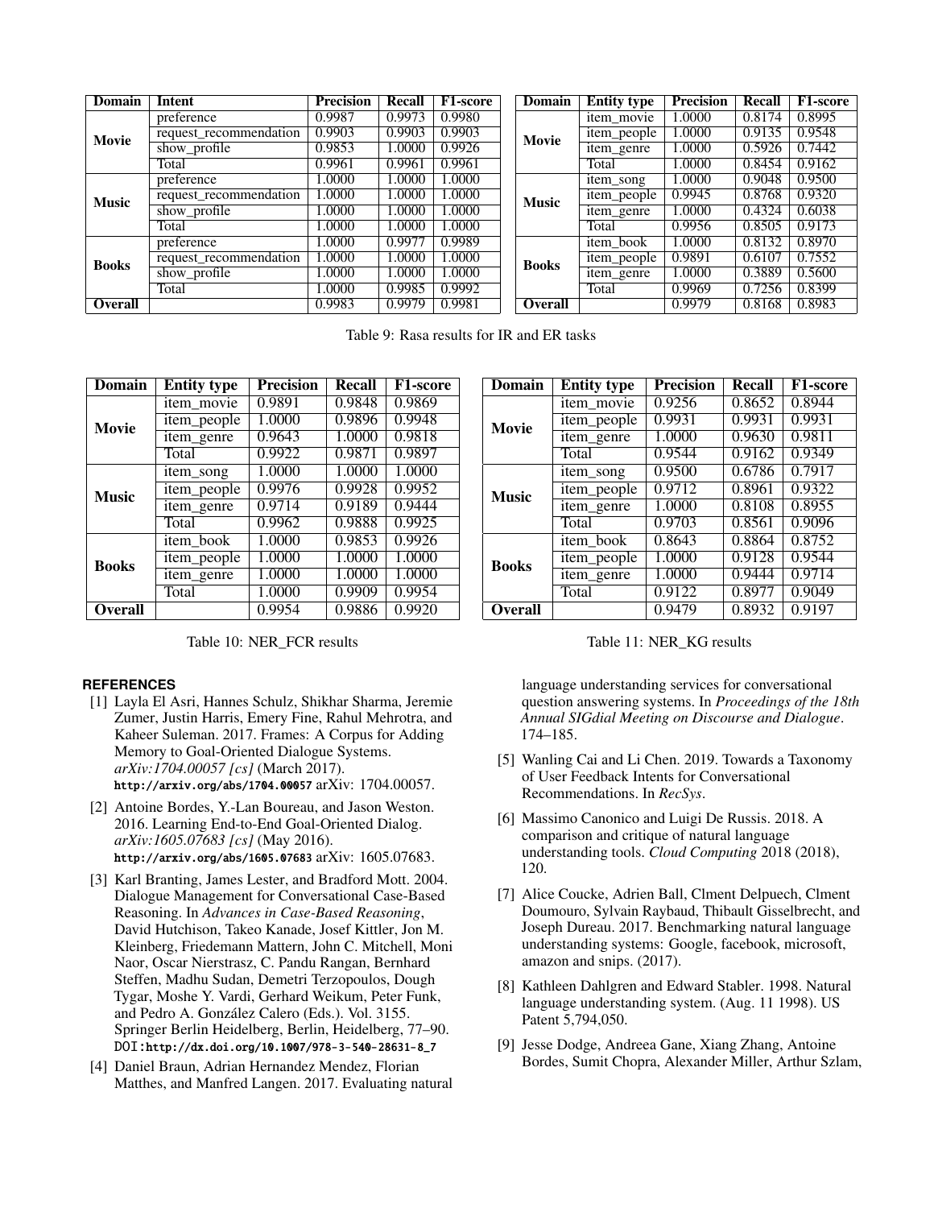| Domain | Intent | Precision | Recall | F1-score |
|---|---|---|---|---|
| **Movie** | preference | 0.9987 | 0.9973 | 0.9980 |
| | request_recommendation | 0.9903 | 0.9903 | 0.9903 |
| | show_profile | 0.9853 | 1.0000 | 0.9926 |
| | Total | 0.9961 | 0.9961 | 0.9961 |
| **Music** | preference | 1.0000 | 1.0000 | 1.0000 |
| | request_recommendation | 1.0000 | 1.0000 | 1.0000 |
| | show_profile | 1.0000 | 1.0000 | 1.0000 |
| | Total | 1.0000 | 1.0000 | 1.0000 |
| **Books** | preference | 1.0000 | 0.9977 | 0.9989 |
| | request_recommendation | 1.0000 | 1.0000 | 1.0000 |
| | show_profile | 1.0000 | 1.0000 | 1.0000 |
| | Total | 1.0000 | 0.9985 | 0.9992 |
| **Overall** | | 0.9983 | 0.9979 | 0.9981 |

| Domain | Entity type | Precision | Recall | F1-score |
|---|---|---|---|---|
| **Movie** | item_movie | 1.0000 | 0.8174 | 0.8995 |
| | item_people | 1.0000 | 0.9135 | 0.9548 |
| | item_genre | 1.0000 | 0.5926 | 0.7442 |
| | Total | 1.0000 | 0.8454 | 0.9162 |
| **Music** | item_song | 1.0000 | 0.9048 | 0.9500 |
| | item_people | 0.9945 | 0.8768 | 0.9320 |
| | item_genre | 1.0000 | 0.4324 | 0.6038 |
| | Total | 0.9956 | 0.8505 | 0.9173 |
| **Books** | item_book | 1.0000 | 0.8132 | 0.8970 |
| | item_people | 0.9891 | 0.6107 | 0.7552 |
| | item_genre | 1.0000 | 0.3889 | 0.5600 |
| | Total | 0.9969 | 0.7256 | 0.8399 |
| **Overall** | | 0.9979 | 0.8168 | 0.8983 |

Table 9: Rasa results for IR and ER tasks

| Domain | Entity type | Precision | Recall | F1-score |
|---|---|---|---|---|
| **Movie** | item_movie | 0.9891 | 0.9848 | 0.9869 |
| | item_people | 1.0000 | 0.9896 | 0.9948 |
| | item_genre | 0.9643 | 1.0000 | 0.9818 |
| | Total | 0.9922 | 0.9871 | 0.9897 |
| **Music** | item_song | 1.0000 | 1.0000 | 1.0000 |
| | item_people | 0.9976 | 0.9928 | 0.9952 |
| | item_genre | 0.9714 | 0.9189 | 0.9444 |
| | Total | 0.9962 | 0.9888 | 0.9925 |
| **Books** | item_book | 1.0000 | 0.9853 | 0.9926 |
| | item_people | 1.0000 | 1.0000 | 1.0000 |
| | item_genre | 1.0000 | 1.0000 | 1.0000 |
| | Total | 1.0000 | 0.9909 | 0.9954 |
| **Overall** | | 0.9954 | 0.9886 | 0.9920 |

Table 10: NER_FCR results

| Domain | Entity type | Precision | Recall | F1-score |
|---|---|---|---|---|
| **Movie** | item_movie | 0.9256 | 0.8652 | 0.8944 |
| | item_people | 0.9931 | 0.9931 | 0.9931 |
| | item_genre | 1.0000 | 0.9630 | 0.9811 |
| | Total | 0.9544 | 0.9162 | 0.9349 |
| **Music** | item_song | 0.9500 | 0.6786 | 0.7917 |
| | item_people | 0.9712 | 0.8961 | 0.9322 |
| | item_genre | 1.0000 | 0.8108 | 0.8955 |
| | Total | 0.9703 | 0.8561 | 0.9096 |
| **Books** | item_book | 0.8643 | 0.8864 | 0.8752 |
| | item_people | 1.0000 | 0.9128 | 0.9544 |
| | item_genre | 1.0000 | 0.9444 | 0.9714 |
| | Total | 0.9122 | 0.8977 | 0.9049 |
| **Overall** | | 0.9479 | 0.8932 | 0.9197 |

Table 11: NER_KG results

## REFERENCES

[1] Layla El Asri, Hannes Schulz, Shikhar Sharma, Jeremie Zumer, Justin Harris, Emery Fine, Rahul Mehrotra, and Kaheer Suleman. 2017. Frames: A Corpus for Adding Memory to Goal-Oriented Dialogue Systems. *arXiv:1704.00057 [cs]* (March 2017). http://arxiv.org/abs/1704.00057 arXiv: 1704.00057.

[2] Antoine Bordes, Y.-Lan Boureau, and Jason Weston. 2016. Learning End-to-End Goal-Oriented Dialog. *arXiv:1605.07683 [cs]* (May 2016). http://arxiv.org/abs/1605.07683 arXiv: 1605.07683.

[3] Karl Branting, James Lester, and Bradford Mott. 2004. Dialogue Management for Conversational Case-Based Reasoning. In *Advances in Case-Based Reasoning*, David Hutchison, Takeo Kanade, Josef Kittler, Jon M. Kleinberg, Friedemann Mattern, John C. Mitchell, Moni Naor, Oscar Nierstrasz, C. Pandu Rangan, Bernhard Steffen, Madhu Sudan, Demetri Terzopoulos, Dough Tygar, Moshe Y. Vardi, Gerhard Weikum, Peter Funk, and Pedro A. González Calero (Eds.). Vol. 3155. Springer Berlin Heidelberg, Berlin, Heidelberg, 77–90. DOI:http://dx.doi.org/10.1007/978-3-540-28631-8_7

[4] Daniel Braun, Adrian Hernandez Mendez, Florian Matthes, and Manfred Langen. 2017. Evaluating natural language understanding services for conversational question answering systems. In *Proceedings of the 18th Annual SIGdial Meeting on Discourse and Dialogue*. 174–185.

[5] Wanling Cai and Li Chen. 2019. Towards a Taxonomy of User Feedback Intents for Conversational Recommendations. In *RecSys*.

[6] Massimo Canonico and Luigi De Russis. 2018. A comparison and critique of natural language understanding tools. *Cloud Computing* 2018 (2018), 120.

[7] Alice Coucke, Adrien Ball, Clment Delpuech, Clment Doumouro, Sylvain Raybaud, Thibault Gisselbrecht, and Joseph Dureau. 2017. Benchmarking natural language understanding systems: Google, facebook, microsoft, amazon and snips. (2017).

[8] Kathleen Dahlgren and Edward Stabler. 1998. Natural language understanding system. (Aug. 11 1998). US Patent 5,794,050.

[9] Jesse Dodge, Andreea Gane, Xiang Zhang, Antoine Bordes, Sumit Chopra, Alexander Miller, Arthur Szlam,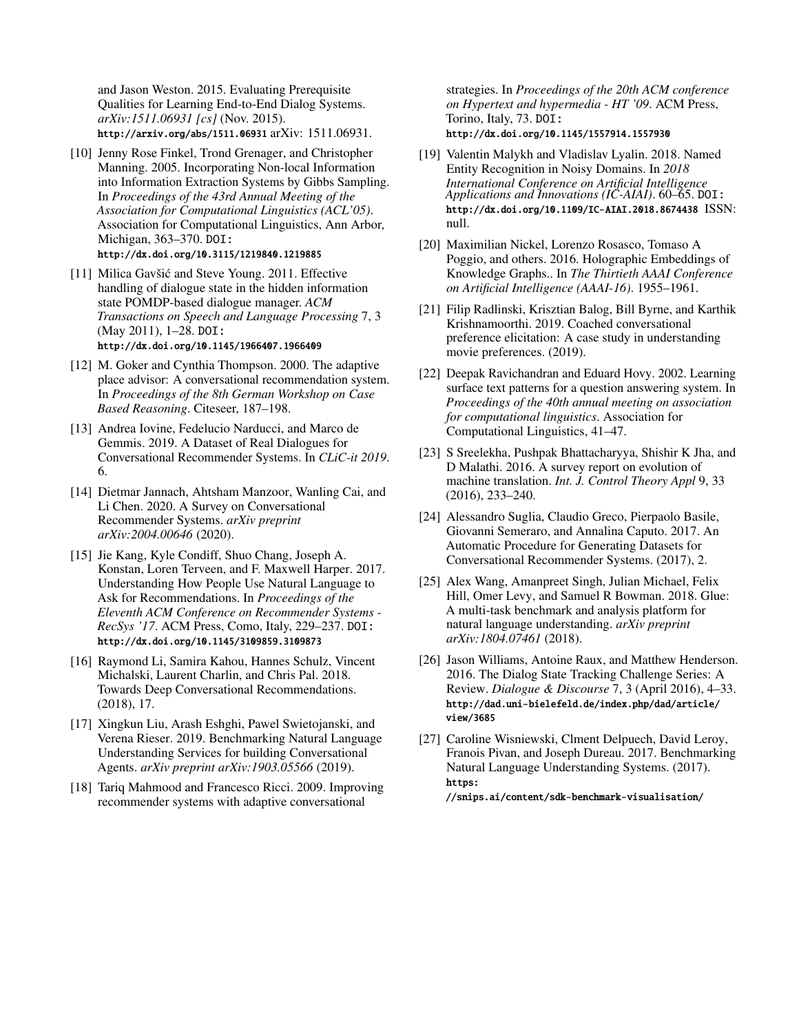and Jason Weston. 2015. Evaluating Prerequisite Qualities for Learning End-to-End Dialog Systems. *arXiv:1511.06931 [cs]* (Nov. 2015). http://arxiv.org/abs/1511.06931 arXiv: 1511.06931.

[10] Jenny Rose Finkel, Trond Grenager, and Christopher Manning. 2005. Incorporating Non-local Information into Information Extraction Systems by Gibbs Sampling. In *Proceedings of the 43rd Annual Meeting of the Association for Computational Linguistics (ACL'05)*. Association for Computational Linguistics, Ann Arbor, Michigan, 363–370. DOI: http://dx.doi.org/10.3115/1219840.1219885

[11] Milica Gavšić and Steve Young. 2011. Effective handling of dialogue state in the hidden information state POMDP-based dialogue manager. *ACM Transactions on Speech and Language Processing* 7, 3 (May 2011), 1–28. DOI: http://dx.doi.org/10.1145/1966407.1966409

[12] M. Goker and Cynthia Thompson. 2000. The adaptive place advisor: A conversational recommendation system. In *Proceedings of the 8th German Workshop on Case Based Reasoning*. Citeseer, 187–198.

[13] Andrea Iovine, Fedelucio Narducci, and Marco de Gemmis. 2019. A Dataset of Real Dialogues for Conversational Recommender Systems. In *CLiC-it 2019*. 6.

[14] Dietmar Jannach, Ahtsham Manzoor, Wanling Cai, and Li Chen. 2020. A Survey on Conversational Recommender Systems. *arXiv preprint arXiv:2004.00646* (2020).

[15] Jie Kang, Kyle Condiff, Shuo Chang, Joseph A. Konstan, Loren Terveen, and F. Maxwell Harper. 2017. Understanding How People Use Natural Language to Ask for Recommendations. In *Proceedings of the Eleventh ACM Conference on Recommender Systems - RecSys '17*. ACM Press, Como, Italy, 229–237. DOI: http://dx.doi.org/10.1145/3109859.3109873

[16] Raymond Li, Samira Kahou, Hannes Schulz, Vincent Michalski, Laurent Charlin, and Chris Pal. 2018. Towards Deep Conversational Recommendations. (2018), 17.

[17] Xingkun Liu, Arash Eshghi, Pawel Swietojanski, and Verena Rieser. 2019. Benchmarking Natural Language Understanding Services for building Conversational Agents. *arXiv preprint arXiv:1903.05566* (2019).

[18] Tariq Mahmood and Francesco Ricci. 2009. Improving recommender systems with adaptive conversational strategies. In *Proceedings of the 20th ACM conference on Hypertext and hypermedia - HT '09*. ACM Press, Torino, Italy, 73. DOI: http://dx.doi.org/10.1145/1557914.1557930

[19] Valentin Malykh and Vladislav Lyalin. 2018. Named Entity Recognition in Noisy Domains. In *2018 International Conference on Artificial Intelligence Applications and Innovations (IC-AIAI)*. 60–65. DOI: http://dx.doi.org/10.1109/IC-AIAI.2018.8674438 ISSN: null.

[20] Maximilian Nickel, Lorenzo Rosasco, Tomaso A Poggio, and others. 2016. Holographic Embeddings of Knowledge Graphs.. In *The Thirtieth AAAI Conference on Artificial Intelligence (AAAI-16)*. 1955–1961.

[21] Filip Radlinski, Krisztian Balog, Bill Byrne, and Karthik Krishnamoorthi. 2019. Coached conversational preference elicitation: A case study in understanding movie preferences. (2019).

[22] Deepak Ravichandran and Eduard Hovy. 2002. Learning surface text patterns for a question answering system. In *Proceedings of the 40th annual meeting on association for computational linguistics*. Association for Computational Linguistics, 41–47.

[23] S Sreelekha, Pushpak Bhattacharyya, Shishir K Jha, and D Malathi. 2016. A survey report on evolution of machine translation. *Int. J. Control Theory Appl* 9, 33 (2016), 233–240.

[24] Alessandro Suglia, Claudio Greco, Pierpaolo Basile, Giovanni Semeraro, and Annalina Caputo. 2017. An Automatic Procedure for Generating Datasets for Conversational Recommender Systems. (2017), 2.

[25] Alex Wang, Amanpreet Singh, Julian Michael, Felix Hill, Omer Levy, and Samuel R Bowman. 2018. Glue: A multi-task benchmark and analysis platform for natural language understanding. *arXiv preprint arXiv:1804.07461* (2018).

[26] Jason Williams, Antoine Raux, and Matthew Henderson. 2016. The Dialog State Tracking Challenge Series: A Review. *Dialogue & Discourse* 7, 3 (April 2016), 4–33. http://dad.uni-bielefeld.de/index.php/dad/article/view/3685

[27] Caroline Wisniewski, Clment Delpuech, David Leroy, Franois Pivan, and Joseph Dureau. 2017. Benchmarking Natural Language Understanding Systems. (2017). https://snips.ai/content/sdk-benchmark-visualisation/